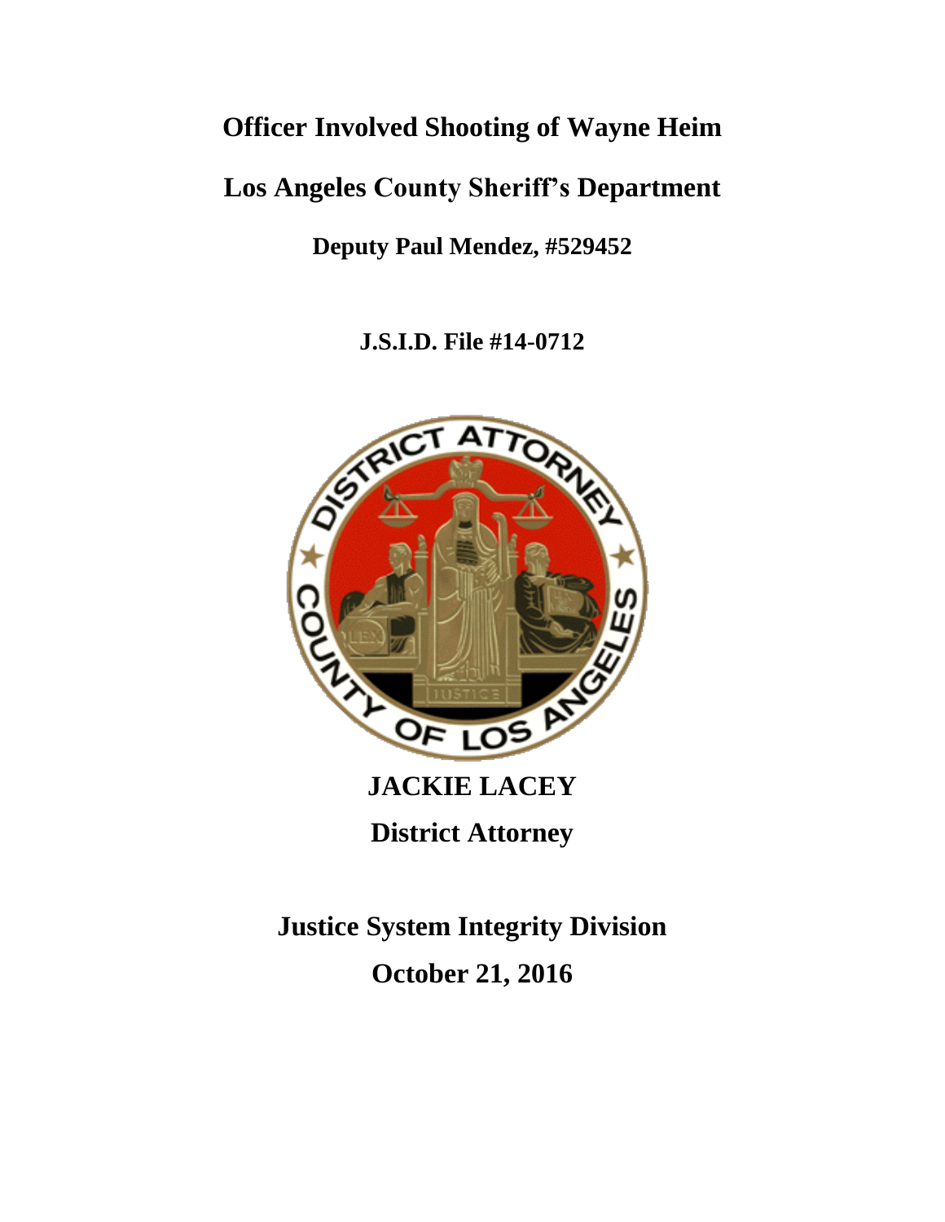# Officer Involved Shooting of Wayne Heim

## Los Angeles County Sheriff's Department

### Deputy Paul Mendez, #529452

**J.S.I.D. File #14-0712**

**JACKIE LACEY**

**District Attorney**

**Justice System Integrity Division**

**October 21, 2016**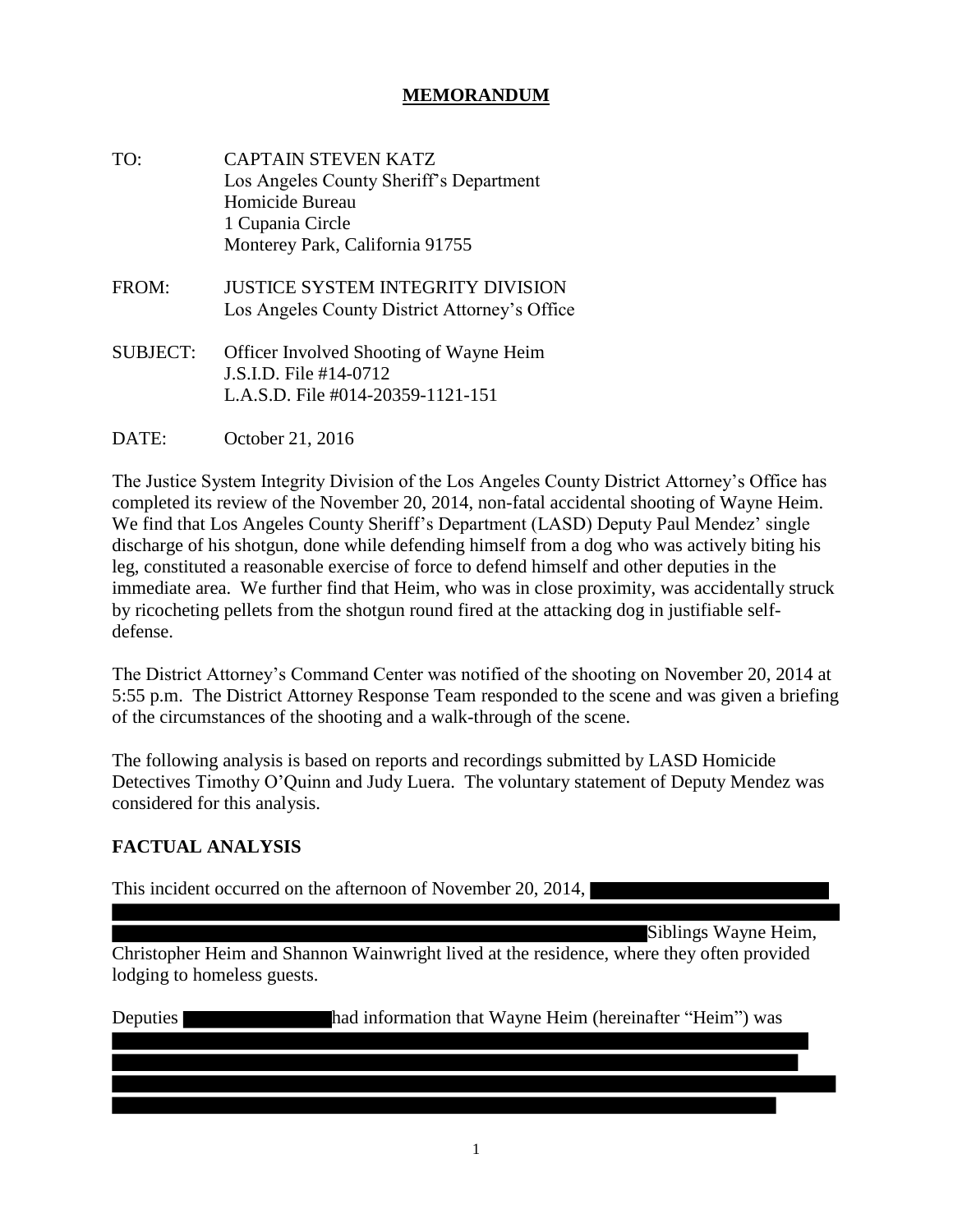# MEMORANDUM

TO: CAPTAIN STEVEN KATZ
Los Angeles County Sheriff's Department
Homicide Bureau
1 Cupania Circle
Monterey Park, California 91755

FROM: JUSTICE SYSTEM INTEGRITY DIVISION
Los Angeles County District Attorney's Office

SUBJECT: Officer Involved Shooting of Wayne Heim
J.S.I.D. File #14-0712
L.A.S.D. File #014-20359-1121-151

DATE: October 21, 2016

The Justice System Integrity Division of the Los Angeles County District Attorney's Office has completed its review of the November 20, 2014, non-fatal accidental shooting of Wayne Heim. We find that Los Angeles County Sheriff's Department (LASD) Deputy Paul Mendez' single discharge of his shotgun, done while defending himself from a dog who was actively biting his leg, constituted a reasonable exercise of force to defend himself and other deputies in the immediate area. We further find that Heim, who was in close proximity, was accidentally struck by ricocheting pellets from the shotgun round fired at the attacking dog in justifiable self-defense.

The District Attorney's Command Center was notified of the shooting on November 20, 2014 at 5:55 p.m. The District Attorney Response Team responded to the scene and was given a briefing of the circumstances of the shooting and a walk-through of the scene.

The following analysis is based on reports and recordings submitted by LASD Homicide Detectives Timothy O'Quinn and Judy Luera. The voluntary statement of Deputy Mendez was considered for this analysis.

## FACTUAL ANALYSIS

This incident occurred on the afternoon of November 20, 2014, [REDACTED] Siblings Wayne Heim, Christopher Heim and Shannon Wainwright lived at the residence, where they often provided lodging to homeless guests.

Deputies [REDACTED] had information that Wayne Heim (hereinafter "Heim") was [REDACTED]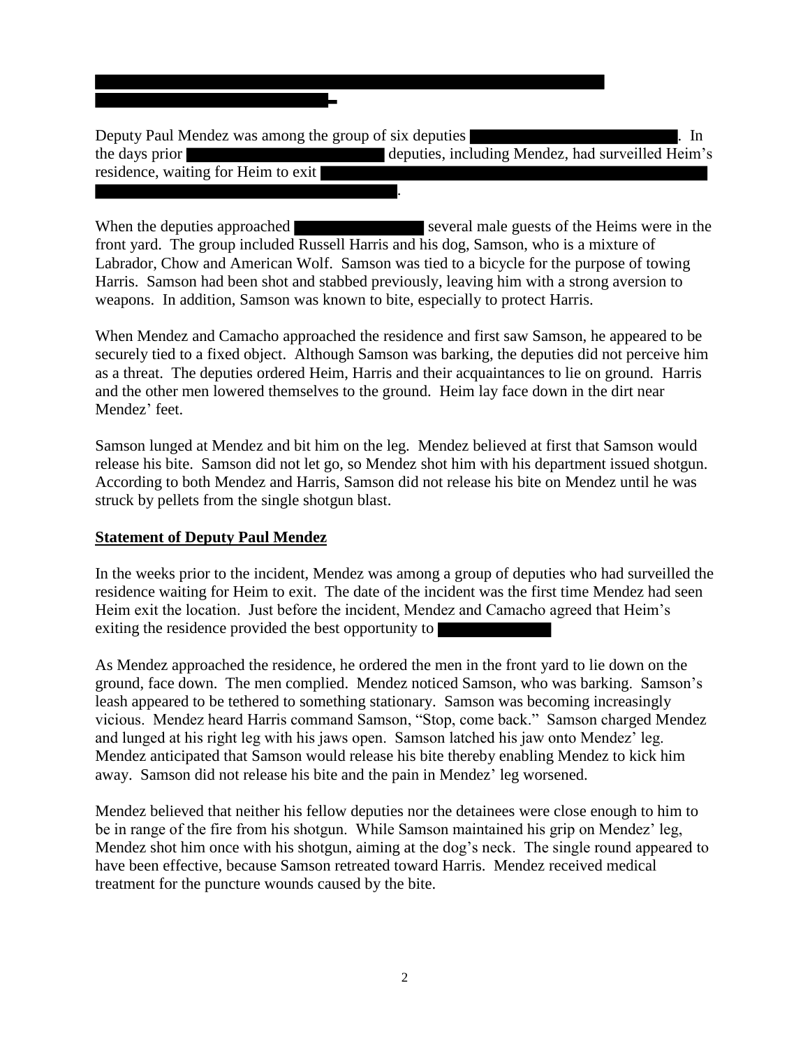Deputy Paul Mendez was among the group of six deputies [REDACTED]. In the days prior [REDACTED] deputies, including Mendez, had surveilled Heim's residence, waiting for Heim to exit [REDACTED].

When the deputies approached [REDACTED] several male guests of the Heims were in the front yard. The group included Russell Harris and his dog, Samson, who is a mixture of Labrador, Chow and American Wolf. Samson was tied to a bicycle for the purpose of towing Harris. Samson had been shot and stabbed previously, leaving him with a strong aversion to weapons. In addition, Samson was known to bite, especially to protect Harris.

When Mendez and Camacho approached the residence and first saw Samson, he appeared to be securely tied to a fixed object. Although Samson was barking, the deputies did not perceive him as a threat. The deputies ordered Heim, Harris and their acquaintances to lie on ground. Harris and the other men lowered themselves to the ground. Heim lay face down in the dirt near Mendez' feet.

Samson lunged at Mendez and bit him on the leg. Mendez believed at first that Samson would release his bite. Samson did not let go, so Mendez shot him with his department issued shotgun. According to both Mendez and Harris, Samson did not release his bite on Mendez until he was struck by pellets from the single shotgun blast.

## Statement of Deputy Paul Mendez

In the weeks prior to the incident, Mendez was among a group of deputies who had surveilled the residence waiting for Heim to exit. The date of the incident was the first time Mendez had seen Heim exit the location. Just before the incident, Mendez and Camacho agreed that Heim's exiting the residence provided the best opportunity to [REDACTED]

As Mendez approached the residence, he ordered the men in the front yard to lie down on the ground, face down. The men complied. Mendez noticed Samson, who was barking. Samson's leash appeared to be tethered to something stationary. Samson was becoming increasingly vicious. Mendez heard Harris command Samson, "Stop, come back." Samson charged Mendez and lunged at his right leg with his jaws open. Samson latched his jaw onto Mendez' leg. Mendez anticipated that Samson would release his bite thereby enabling Mendez to kick him away. Samson did not release his bite and the pain in Mendez' leg worsened.

Mendez believed that neither his fellow deputies nor the detainees were close enough to him to be in range of the fire from his shotgun. While Samson maintained his grip on Mendez' leg, Mendez shot him once with his shotgun, aiming at the dog's neck. The single round appeared to have been effective, because Samson retreated toward Harris. Mendez received medical treatment for the puncture wounds caused by the bite.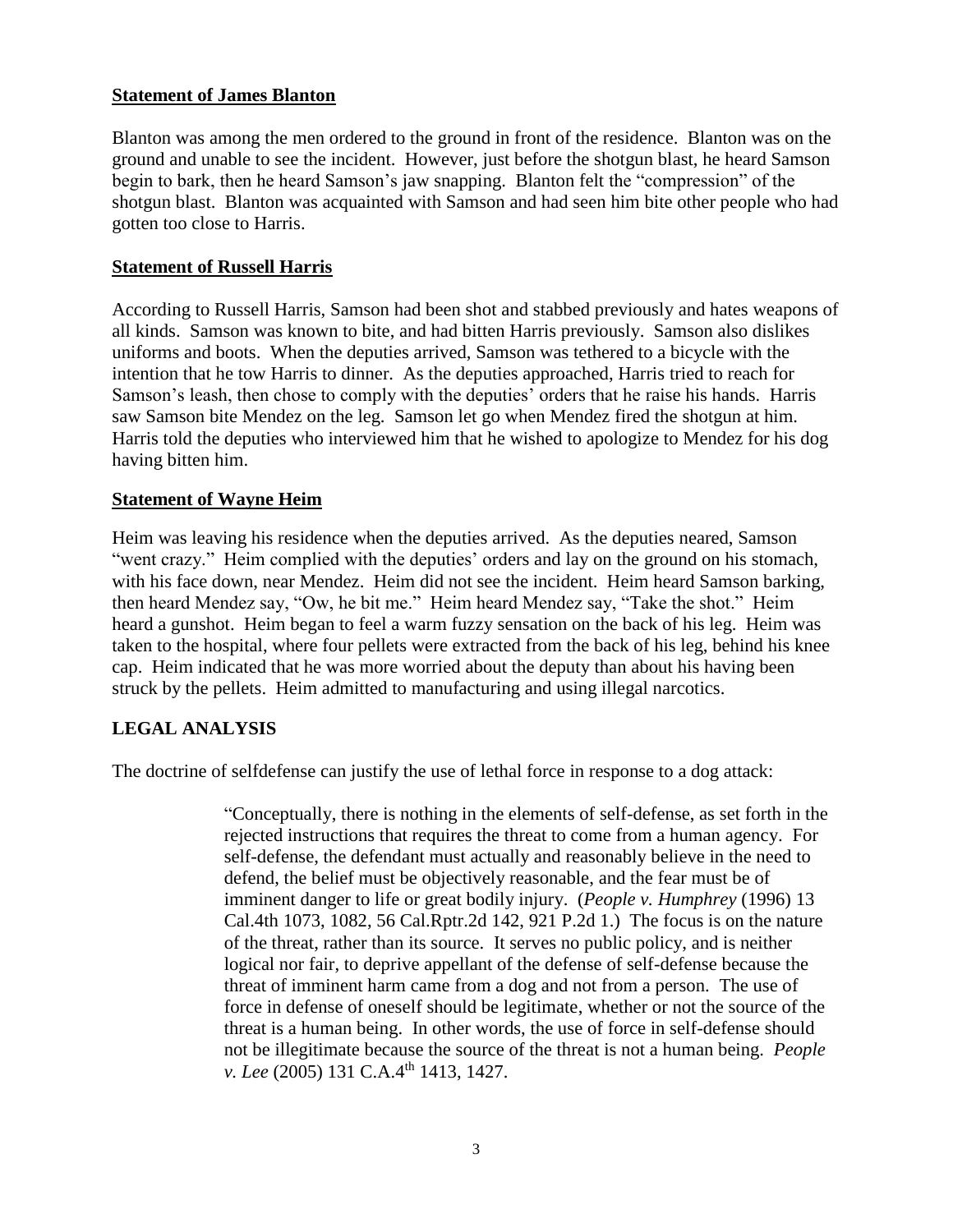**Statement of James Blanton**

Blanton was among the men ordered to the ground in front of the residence. Blanton was on the ground and unable to see the incident. However, just before the shotgun blast, he heard Samson begin to bark, then he heard Samson's jaw snapping. Blanton felt the "compression" of the shotgun blast. Blanton was acquainted with Samson and had seen him bite other people who had gotten too close to Harris.

**Statement of Russell Harris**

According to Russell Harris, Samson had been shot and stabbed previously and hates weapons of all kinds. Samson was known to bite, and had bitten Harris previously. Samson also dislikes uniforms and boots. When the deputies arrived, Samson was tethered to a bicycle with the intention that he tow Harris to dinner. As the deputies approached, Harris tried to reach for Samson's leash, then chose to comply with the deputies' orders that he raise his hands. Harris saw Samson bite Mendez on the leg. Samson let go when Mendez fired the shotgun at him. Harris told the deputies who interviewed him that he wished to apologize to Mendez for his dog having bitten him.

**Statement of Wayne Heim**

Heim was leaving his residence when the deputies arrived. As the deputies neared, Samson "went crazy." Heim complied with the deputies' orders and lay on the ground on his stomach, with his face down, near Mendez. Heim did not see the incident. Heim heard Samson barking, then heard Mendez say, "Ow, he bit me." Heim heard Mendez say, "Take the shot." Heim heard a gunshot. Heim began to feel a warm fuzzy sensation on the back of his leg. Heim was taken to the hospital, where four pellets were extracted from the back of his leg, behind his knee cap. Heim indicated that he was more worried about the deputy than about his having been struck by the pellets. Heim admitted to manufacturing and using illegal narcotics.

## LEGAL ANALYSIS

The doctrine of selfdefense can justify the use of lethal force in response to a dog attack:

> "Conceptually, there is nothing in the elements of self-defense, as set forth in the rejected instructions that requires the threat to come from a human agency. For self-defense, the defendant must actually and reasonably believe in the need to defend, the belief must be objectively reasonable, and the fear must be of imminent danger to life or great bodily injury. (*People v. Humphrey* (1996) 13 Cal.4th 1073, 1082, 56 Cal.Rptr.2d 142, 921 P.2d 1.) The focus is on the nature of the threat, rather than its source. It serves no public policy, and is neither logical nor fair, to deprive appellant of the defense of self-defense because the threat of imminent harm came from a dog and not from a person. The use of force in defense of oneself should be legitimate, whether or not the source of the threat is a human being. In other words, the use of force in self-defense should not be illegitimate because the source of the threat is not a human being. *People v. Lee* (2005) 131 C.A.4th 1413, 1427.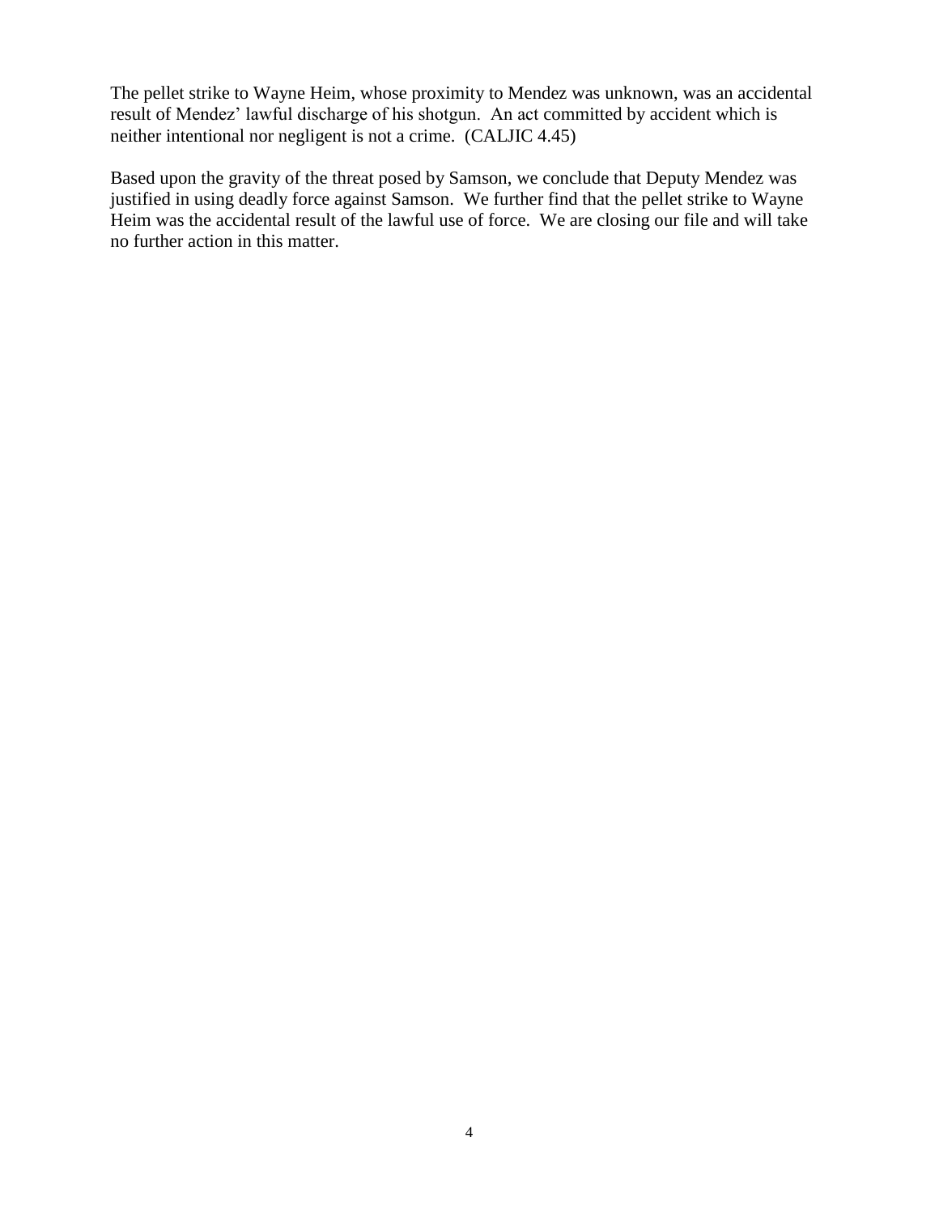The pellet strike to Wayne Heim, whose proximity to Mendez was unknown, was an accidental result of Mendez' lawful discharge of his shotgun. An act committed by accident which is neither intentional nor negligent is not a crime. (CALJIC 4.45)

Based upon the gravity of the threat posed by Samson, we conclude that Deputy Mendez was justified in using deadly force against Samson. We further find that the pellet strike to Wayne Heim was the accidental result of the lawful use of force. We are closing our file and will take no further action in this matter.